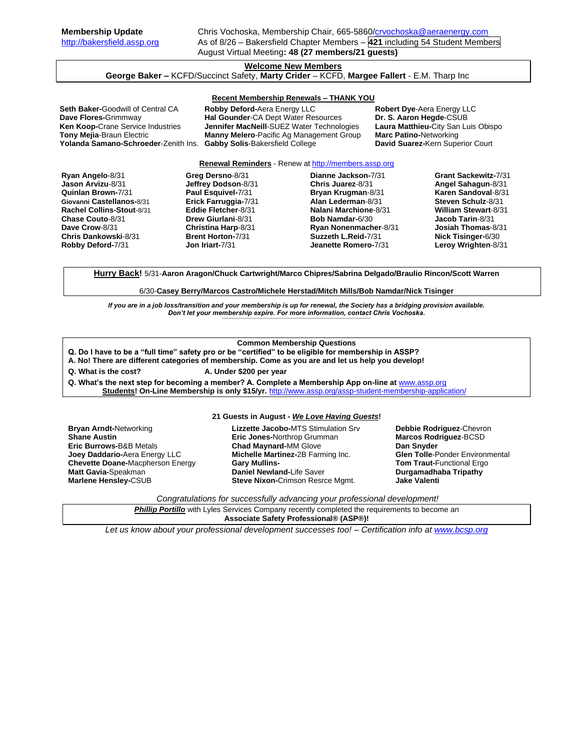**Membership Update**
http://bakersfield.assp.org

Chris Vochoska, Membership Chair, 665-5860/crvochoska@aeraenergy.com
As of 8/26 – Bakersfield Chapter Members – **421** including 54 Student Members
August Virtual Meeting**: 48 (27 members/21 guests)**

## Welcome New Members

**George Baker –** KCFD/Succinct Safety, **Marty Crider** – KCFD, **Margee Fallert** - E.M. Tharp Inc

## Recent Membership Renewals – THANK YOU

**Seth Baker-**Goodwill of Central CA
**Dave Flores-**Grimmway
**Ken Koop-**Crane Service Industries
**Tony Mejia**-Braun Electric
**Yolanda Samano-Schroeder**-Zenith Ins.
**Robby Deford-**Aera Energy LLC
**Hal Gounder**-CA Dept Water Resources
**Jennifer MacNeill**-SUEZ Water Technologies
**Manny Melero**-Pacific Ag Management Group
**Gabby Solis**-Bakersfield College
**Robert Dye**-Aera Energy LLC
**Dr. S. Aaron Hegde**-CSUB
**Laura Matthieu-**City San Luis Obispo
**Marc Patino-**Networking
**David Suarez-**Kern Superior Court

## Renewal Reminders - Renew at http://members.assp.org

**Ryan Angelo**-8/31
**Jason Arvizu**-8/31
**Quinlan Brown**-7/31
Giovanni **Castellanos-**8/31
**Rachel Collins-Stout**-8/31
**Chase Couto**-8/31
**Dave Crow**-8/31
**Chris Dankowski**-8/31
**Robby Deford**-7/31
**Greg Dersno**-8/31
**Jeffrey Dodson**-8/31
**Paul Esquivel**-7/31
**Erick Farruggia-**7/31
**Eddie Fletcher**-8/31
**Drew Giurlani**-8/31
**Christina Harp**-8/31
**Brent Horton-**7/31
**Jon Iriart**-7/31
**Dianne Jackson**-7/31
**Chris Juarez**-8/31
**Bryan Krugman**-8/31
**Alan Lederman**-8/31
**Nalani Marchione**-8/31
**Bob Namdar**-6/30
**Ryan Nonenmacher**-8/31
**Suzzeth L.Reid**-7/31
**Jeanette Romero**-7/31
**Grant Sackewitz**-7/31
**Angel Sahagun**-8/31
**Karen Sandoval**-8/31
**Steven Schulz**-8/31
**William Stewart**-8/31
**Jacob Tarin**-8/31
**Josiah Thomas**-8/31
**Nick Tisinger**-6/30
**Leroy Wrighten**-8/31

**Hurry Back!** 5/31-**Aaron Aragon/Chuck Cartwright/Marco Chipres/Sabrina Delgado/Braulio Rincon/Scott Warren**

6/30-**Casey Berry/Marcos Castro/Michele Herstad/Mitch Mills/Bob Namdar/Nick Tisinger**

***If you are in a job loss/transition and your membership is up for renewal, the Society has a bridging provision available. Don't let your membership expire. For more information, contact Chris Vochoska.***

## Common Membership Questions

**Q. Do I have to be a "full time" safety pro or be "certified" to be eligible for membership in ASSP?**
**A. No! There are different categories of membership. Come as you are and let us help you develop!**

**Q. What is the cost?** **A. Under $200 per year**

**Q. What's the next step for becoming a member? A. Complete a Membership App on-line at** www.assp.org
**Students! On-Line Membership is only $15/yr.** http://www.assp.org/assp-student-membership-application/

## 21 Guests in August - *We Love Having Guests*!

**Bryan Arndt-**Networking
**Shane Austin**
**Eric Burrows-**B&B Metals
**Joey Daddario-**Aera Energy LLC
**Chevette Doane-**Macpherson Energy
**Matt Gavia-**Speakman
**Marlene Hensley-**CSUB
**Lizzette Jacobo-**MTS Stimulation Srv
**Eric Jones-**Northrop Grumman
**Chad Maynard-**MM Glove
**Michelle Martinez-**2B Farming Inc.
**Gary Mullins-**
**Daniel Newland-**Life Saver
**Steve Nixon-**Crimson Resrce Mgmt.
**Debbie Rodriguez**-Chevron
**Marcos Rodriguez**-BCSD
**Dan Snyder**
**Glen Tolle**-Ponder Environmental
**Tom Traut-**Functional Ergo
**Durgamadhaba Tripathy**
**Jake Valenti**

*Congratulations for successfully advancing your professional development!*

***Phillip Portillo*** with Lyles Services Company recently completed the requirements to become an **Associate Safety Professional® (ASP®)!**

*Let us know about your professional development successes too! – Certification info at www.bcsp.org*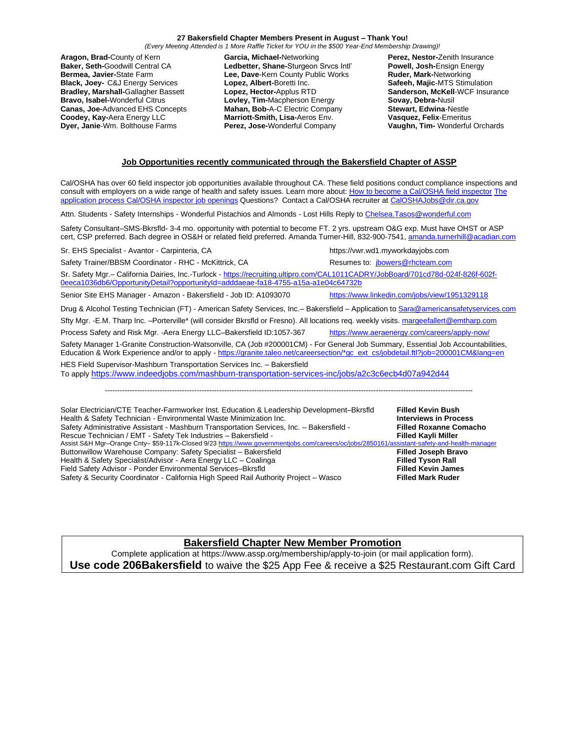**27 Bakersfield Chapter Members Present in August – Thank You!**

*(Every Meeting Attended is 1 More Raffle Ticket for YOU in the $500 Year-End Membership Drawing)!*

**Aragon, Brad-**County of Kern
**Baker, Seth-**Goodwill Central CA
**Bermea, Javier-**State Farm
**Black, Joey-** C&J Energy Services
**Bradley, Marshall-**Gallagher Bassett
**Bravo, Isabel-**Wonderful Citrus
**Canas, Joe-**Advanced EHS Concepts
**Coodey, Kay-**Aera Energy LLC
**Dyer, Janie**-Wm. Bolthouse Farms
**Garcia, Michael-**Networking
**Ledbetter, Shane-**Sturgeon Srvcs Intl'
**Lee, Dave**-Kern County Public Works
**Lopez, Albert-**Boretti Inc.
**Lopez, Hector-**Applus RTD
**Lovley, Tim-**Macpherson Energy
**Mahan, Bob-**A-C Electric Company
**Marriott-Smith, Lisa-**Aeros Env.
**Perez, Jose-**Wonderful Company
**Perez, Nestor-**Zenith Insurance
**Powell, Josh-**Ensign Energy
**Ruder, Mark-**Networking
**Safeeh, Majic**-MTS Stimulation
**Sanderson, McKell**-WCF Insurance
**Sovay, Debra-**Nusil
**Stewart, Edwina**-Nestle
**Vasquez, Felix**-Emeritus
**Vaughn, Tim-** Wonderful Orchards

## Job Opportunities recently communicated through the Bakersfield Chapter of ASSP

Cal/OSHA has over 60 field inspector job opportunities available throughout CA. These field positions conduct compliance inspections and consult with employers on a wide range of health and safety issues. Learn more about: How to become a Cal/OSHA field inspector The application process Cal/OSHA inspector job openings Questions? Contact a Cal/OSHA recruiter at CalOSHAJobs@dir.ca.gov

Attn. Students - Safety Internships - Wonderful Pistachios and Almonds - Lost Hills Reply to Chelsea.Tasos@wonderful.com

Safety Consultant–SMS-Bkrsfld- 3-4 mo. opportunity with potential to become FT. 2 yrs. upstream O&G exp. Must have OHST or ASP cert, CSP preferred. Bach degree in OS&H or related field preferred. Amanda Turner-Hill, 832-900-7541, amanda.turnerhill@acadian.com

Sr. EHS Specialist - Avantor - Carpinteria, CA https://vwr.wd1.myworkdayjobs.com

Safety Trainer/BBSM Coordinator - RHC - McKittrick, CA Resumes to: jbowers@rhcteam.com

Sr. Safety Mgr.– California Dairies, Inc.-Turlock - https://recruiting.ultipro.com/CAL1011CADRY/JobBoard/701cd78d-024f-826f-602f-0eeca1036db6/OpportunityDetail?opportunityId=adddaeae-fa18-4755-a15a-a1e04c64732b

Senior Site EHS Manager - Amazon - Bakersfield - Job ID: A1093070 https://www.linkedin.com/jobs/view/1951329118

Drug & Alcohol Testing Technician (FT) - American Safety Services, Inc.– Bakersfield – Application to Sara@americansafetyservices.com

Sfty Mgr. -E.M. Tharp Inc. –Porterville* (will consider Bkrsfld or Fresno). All locations req. weekly visits. margeefallert@emtharp.com

Process Safety and Risk Mgr. -Aera Energy LLC–Bakersfield ID:1057-367 https://www.aeraenergy.com/careers/apply-now/

Safety Manager 1-Granite Construction-Watsonville, CA (Job #200001CM) - For General Job Summary, Essential Job Accountabilities, Education & Work Experience and/or to apply - https://granite.taleo.net/careersection/*gc_ext_cs/jobdetail.ftl?job=200001CM&lang=en

HES Field Supervisor-Mashburn Transportation Services Inc. – Bakersfield
To apply https://www.indeedjobs.com/mashburn-transportation-services-inc/jobs/a2c3c6ecb4d07a942d44

---

| | |
|---|---|
| Solar Electrician/CTE Teacher-Farmworker Inst. Education & Leadership Development–Bkrsfld | **Filled Kevin Bush** |
| Health & Safety Technician - Environmental Waste Minimization Inc. | **Interviews in Process** |
| Safety Administrative Assistant - Mashburn Transportation Services, Inc. – Bakersfield - | **Filled Roxanne Comacho** |
| Rescue Technician / EMT - Safety Tek Industries – Bakersfield - | **Filled Kayli Miller** |
| Assist S&H Mgr–Orange Cnty– $59-117k-Closed 9/23 https://www.governmentjobs.com/careers/oc/jobs/2850161/assistant-safety-and-health-manager | |
| Buttonwillow Warehouse Company: Safety Specialist – Bakersfield | **Filled Joseph Bravo** |
| Health & Safety Specialist/Advisor - Aera Energy LLC – Coalinga | **Filled Tyson Rall** |
| Field Safety Advisor - Ponder Environmental Services–Bkrsfld | **Filled Kevin James** |
| Safety & Security Coordinator - California High Speed Rail Authority Project – Wasco | **Filled Mark Ruder** |

## Bakersfield Chapter New Member Promotion

Complete application at https://www.assp.org/membership/apply-to-join (or mail application form).

**Use code 206Bakersfield** to waive the $25 App Fee & receive a $25 Restaurant.com Gift Card